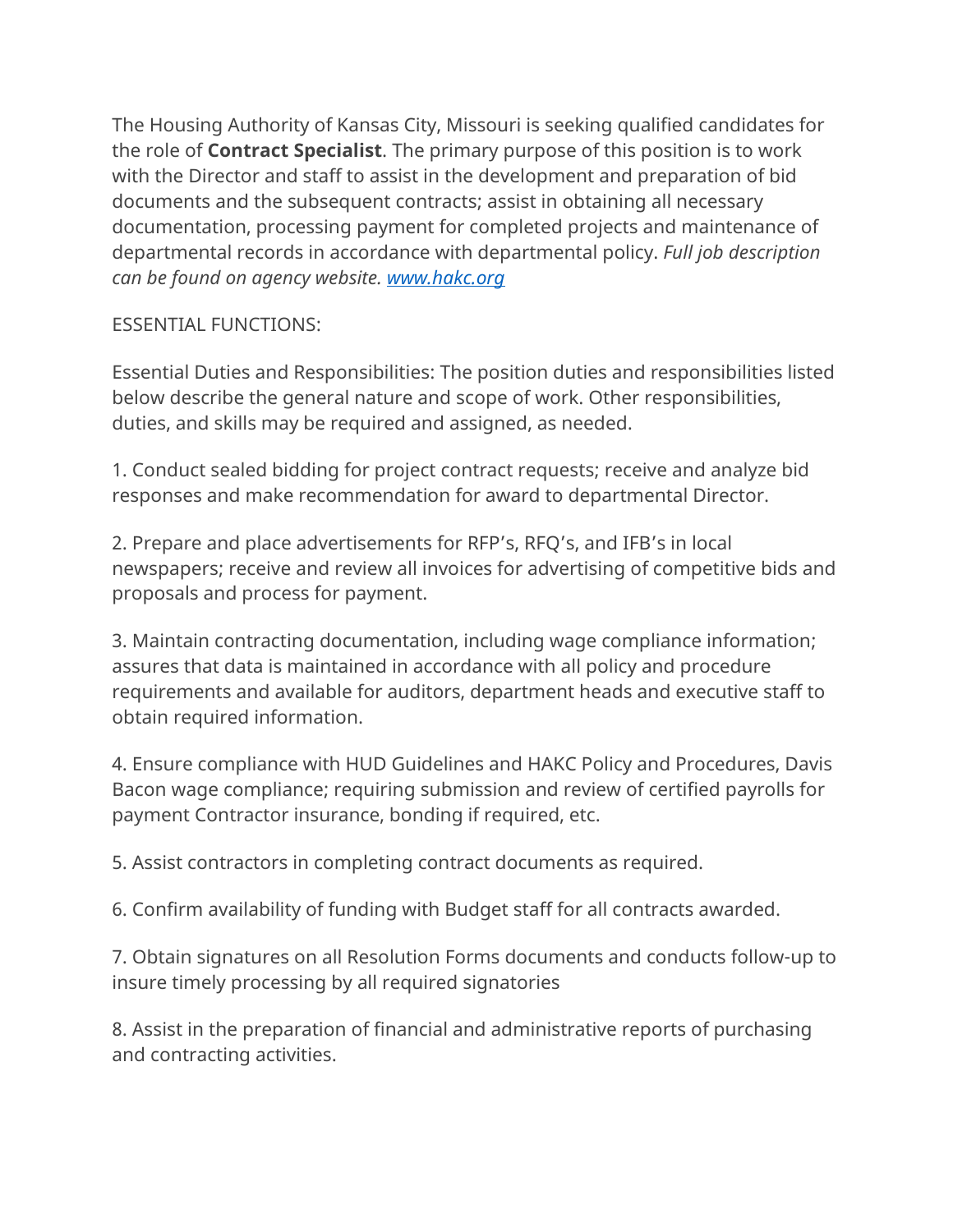The Housing Authority of Kansas City, Missouri is seeking qualified candidates for the role of **Contract Specialist**. The primary purpose of this position is to work with the Director and staff to assist in the development and preparation of bid documents and the subsequent contracts; assist in obtaining all necessary documentation, processing payment for completed projects and maintenance of departmental records in accordance with departmental policy. *Full job description can be found on agency website. [www.hakc.org](www.hakc.org)*

ESSENTIAL FUNCTIONS:

Essential Duties and Responsibilities: The position duties and responsibilities listed below describe the general nature and scope of work. Other responsibilities, duties, and skills may be required and assigned, as needed.

1. Conduct sealed bidding for project contract requests; receive and analyze bid responses and make recommendation for award to departmental Director.

2. Prepare and place advertisements for RFP's, RFQ's, and IFB's in local newspapers; receive and review all invoices for advertising of competitive bids and proposals and process for payment.

3. Maintain contracting documentation, including wage compliance information; assures that data is maintained in accordance with all policy and procedure requirements and available for auditors, department heads and executive staff to obtain required information.

4. Ensure compliance with HUD Guidelines and HAKC Policy and Procedures, Davis Bacon wage compliance; requiring submission and review of certified payrolls for payment Contractor insurance, bonding if required, etc.

5. Assist contractors in completing contract documents as required.

6. Confirm availability of funding with Budget staff for all contracts awarded.

7. Obtain signatures on all Resolution Forms documents and conducts follow-up to insure timely processing by all required signatories

8. Assist in the preparation of financial and administrative reports of purchasing and contracting activities.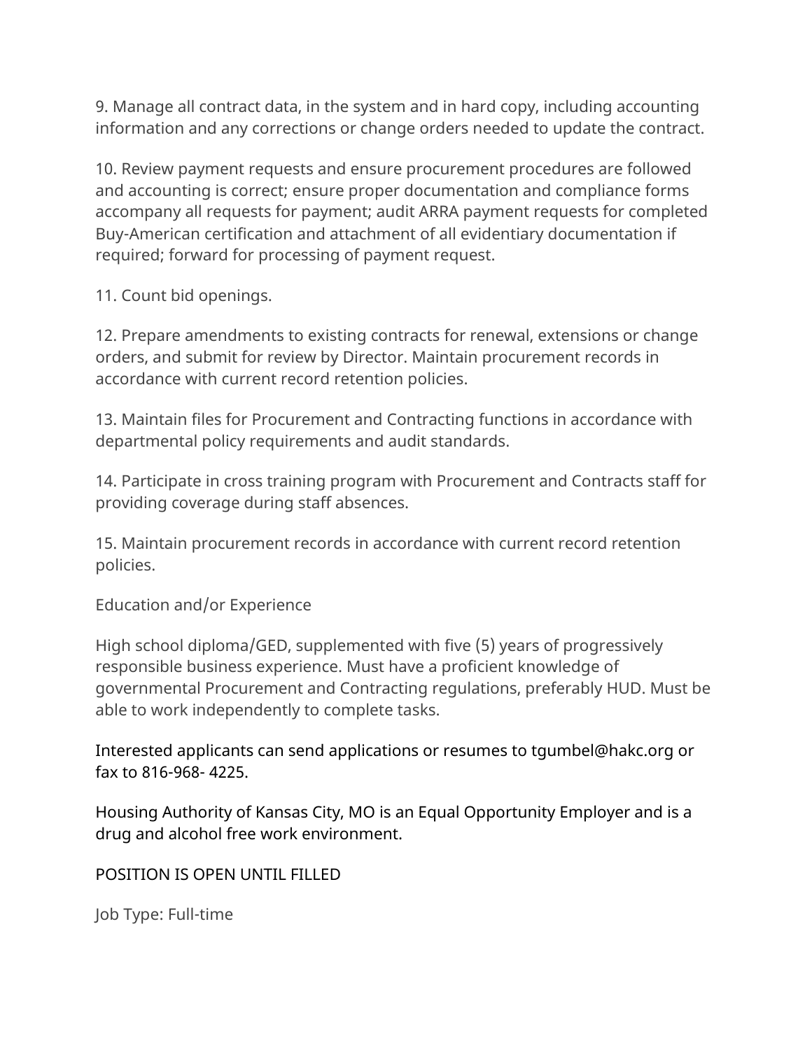9. Manage all contract data, in the system and in hard copy, including accounting information and any corrections or change orders needed to update the contract.

10. Review payment requests and ensure procurement procedures are followed and accounting is correct; ensure proper documentation and compliance forms accompany all requests for payment; audit ARRA payment requests for completed Buy-American certification and attachment of all evidentiary documentation if required; forward for processing of payment request.

11. Count bid openings.

12. Prepare amendments to existing contracts for renewal, extensions or change orders, and submit for review by Director. Maintain procurement records in accordance with current record retention policies.

13. Maintain files for Procurement and Contracting functions in accordance with departmental policy requirements and audit standards.

14. Participate in cross training program with Procurement and Contracts staff for providing coverage during staff absences.

15. Maintain procurement records in accordance with current record retention policies.

Education and/or Experience

High school diploma/GED, supplemented with five (5) years of progressively responsible business experience. Must have a proficient knowledge of governmental Procurement and Contracting regulations, preferably HUD. Must be able to work independently to complete tasks.

Interested applicants can send applications or resumes to tgumbel@hakc.org or fax to 816-968- 4225.

Housing Authority of Kansas City, MO is an Equal Opportunity Employer and is a drug and alcohol free work environment.

POSITION IS OPEN UNTIL FILLED

Job Type: Full-time